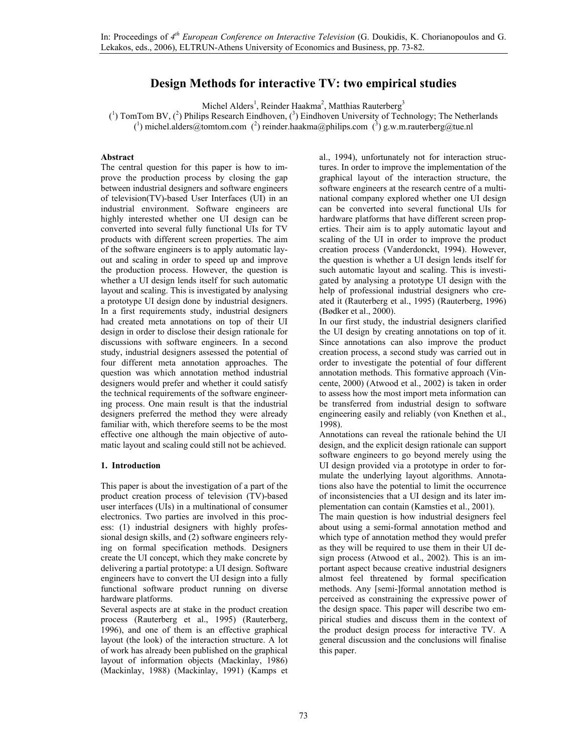In: Proceedings of *4th European Conference on Interactive Television* (G. Doukidis, K. Chorianopoulos and G. Lekakos, eds., 2006), ELTRUN-Athens University of Economics and Business, pp. 73-82.

# Design Methods for interactive TV: two empirical studies

Michel Alders[1], Reinder Haakma[2], Matthias Rauterberg[3]

([1]) TomTom BV, ([2]) Philips Research Eindhoven, ([3]) Eindhoven University of Technology; The Netherlands

([1]) michel.alders@tomtom.com ([2]) reinder.haakma@philips.com ([3]) g.w.m.rauterberg@tue.nl

**Abstract**

The central question for this paper is how to improve the production process by closing the gap between industrial designers and software engineers of television(TV)-based User Interfaces (UI) in an industrial environment. Software engineers are highly interested whether one UI design can be converted into several fully functional UIs for TV products with different screen properties. The aim of the software engineers is to apply automatic layout and scaling in order to speed up and improve the production process. However, the question is whether a UI design lends itself for such automatic layout and scaling. This is investigated by analysing a prototype UI design done by industrial designers. In a first requirements study, industrial designers had created meta annotations on top of their UI design in order to disclose their design rationale for discussions with software engineers. In a second study, industrial designers assessed the potential of four different meta annotation approaches. The question was which annotation method industrial designers would prefer and whether it could satisfy the technical requirements of the software engineering process. One main result is that the industrial designers preferred the method they were already familiar with, which therefore seems to be the most effective one although the main objective of automatic layout and scaling could still not be achieved.

## 1. Introduction

This paper is about the investigation of a part of the product creation process of television (TV)-based user interfaces (UIs) in a multinational of consumer electronics. Two parties are involved in this process: (1) industrial designers with highly professional design skills, and (2) software engineers relying on formal specification methods. Designers create the UI concept, which they make concrete by delivering a partial prototype: a UI design. Software engineers have to convert the UI design into a fully functional software product running on diverse hardware platforms.

Several aspects are at stake in the product creation process (Rauterberg et al., 1995) (Rauterberg, 1996), and one of them is an effective graphical layout (the look) of the interaction structure. A lot of work has already been published on the graphical layout of information objects (Mackinlay, 1986) (Mackinlay, 1988) (Mackinlay, 1991) (Kamps et al., 1994), unfortunately not for interaction structures. In order to improve the implementation of the graphical layout of the interaction structure, the software engineers at the research centre of a multinational company explored whether one UI design can be converted into several functional UIs for hardware platforms that have different screen properties. Their aim is to apply automatic layout and scaling of the UI in order to improve the product creation process (Vanderdonckt, 1994). However, the question is whether a UI design lends itself for such automatic layout and scaling. This is investigated by analysing a prototype UI design with the help of professional industrial designers who created it (Rauterberg et al., 1995) (Rauterberg, 1996) (Bødker et al., 2000).

In our first study, the industrial designers clarified the UI design by creating annotations on top of it. Since annotations can also improve the product creation process, a second study was carried out in order to investigate the potential of four different annotation methods. This formative approach (Vincente, 2000) (Atwood et al., 2002) is taken in order to assess how the most import meta information can be transferred from industrial design to software engineering easily and reliably (von Knethen et al., 1998).

Annotations can reveal the rationale behind the UI design, and the explicit design rationale can support software engineers to go beyond merely using the UI design provided via a prototype in order to formulate the underlying layout algorithms. Annotations also have the potential to limit the occurrence of inconsistencies that a UI design and its later implementation can contain (Kamsties et al., 2001).

The main question is how industrial designers feel about using a semi-formal annotation method and which type of annotation method they would prefer as they will be required to use them in their UI design process (Atwood et al., 2002). This is an important aspect because creative industrial designers almost feel threatened by formal specification methods. Any [semi-]formal annotation method is perceived as constraining the expressive power of the design space. This paper will describe two empirical studies and discuss them in the context of the product design process for interactive TV. A general discussion and the conclusions will finalise this paper.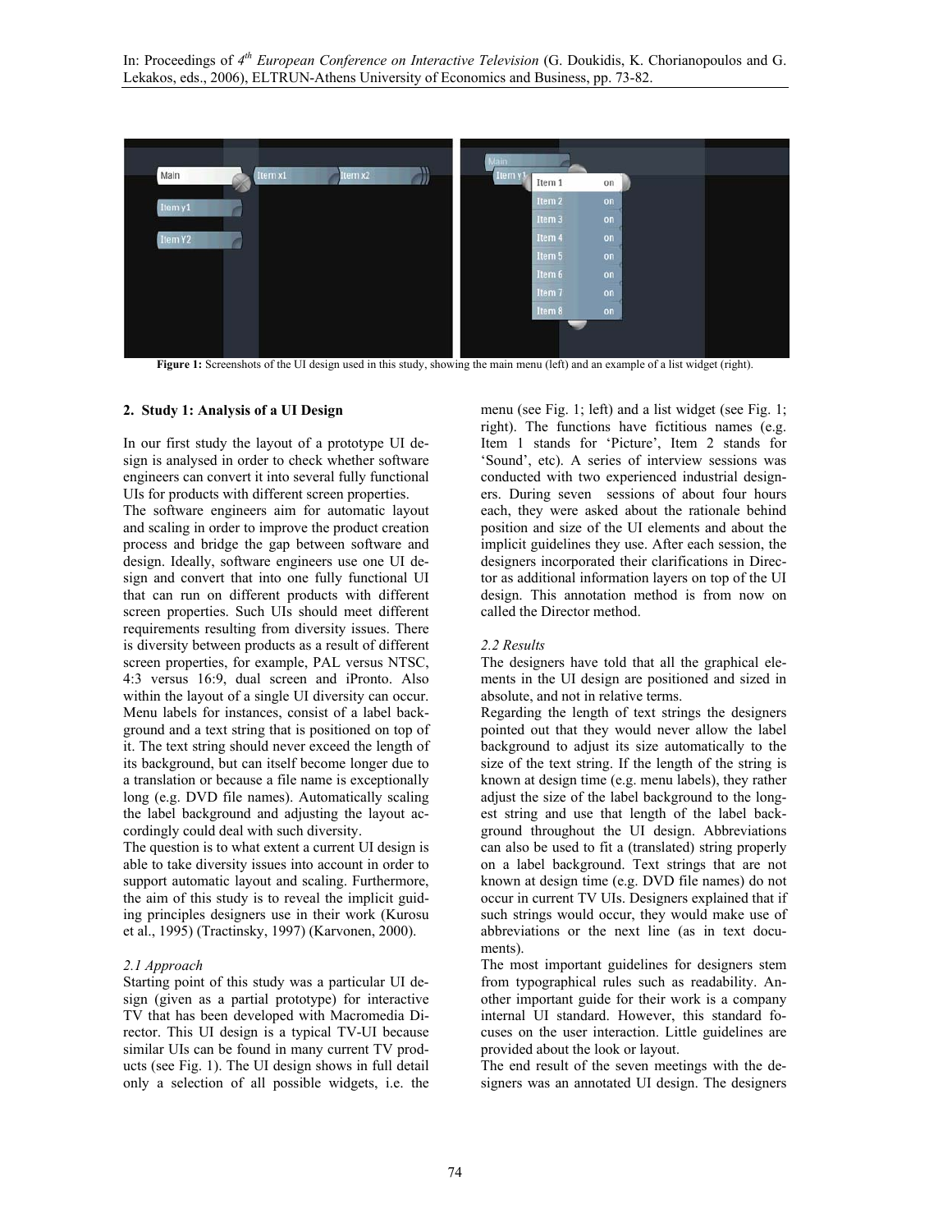**Figure 1:** Screenshots of the UI design used in this study, showing the main menu (left) and an example of a list widget (right).

## 2. Study 1: Analysis of a UI Design

In our first study the layout of a prototype UI design is analysed in order to check whether software engineers can convert it into several fully functional UIs for products with different screen properties.

The software engineers aim for automatic layout and scaling in order to improve the product creation process and bridge the gap between software and design. Ideally, software engineers use one UI design and convert that into one fully functional UI that can run on different products with different screen properties. Such UIs should meet different requirements resulting from diversity issues. There is diversity between products as a result of different screen properties, for example, PAL versus NTSC, 4:3 versus 16:9, dual screen and iPronto. Also within the layout of a single UI diversity can occur. Menu labels for instances, consist of a label background and a text string that is positioned on top of it. The text string should never exceed the length of its background, but can itself become longer due to a translation or because a file name is exceptionally long (e.g. DVD file names). Automatically scaling the label background and adjusting the layout accordingly could deal with such diversity.

The question is to what extent a current UI design is able to take diversity issues into account in order to support automatic layout and scaling. Furthermore, the aim of this study is to reveal the implicit guiding principles designers use in their work (Kurosu et al., 1995) (Tractinsky, 1997) (Karvonen, 2000).

### *2.1 Approach*

Starting point of this study was a particular UI design (given as a partial prototype) for interactive TV that has been developed with Macromedia Director. This UI design is a typical TV-UI because similar UIs can be found in many current TV products (see Fig. 1). The UI design shows in full detail only a selection of all possible widgets, i.e. the menu (see Fig. 1; left) and a list widget (see Fig. 1; right). The functions have fictitious names (e.g. Item 1 stands for 'Picture', Item 2 stands for 'Sound', etc). A series of interview sessions was conducted with two experienced industrial designers. During seven sessions of about four hours each, they were asked about the rationale behind position and size of the UI elements and about the implicit guidelines they use. After each session, the designers incorporated their clarifications in Director as additional information layers on top of the UI design. This annotation method is from now on called the Director method.

### *2.2 Results*

The designers have told that all the graphical elements in the UI design are positioned and sized in absolute, and not in relative terms.

Regarding the length of text strings the designers pointed out that they would never allow the label background to adjust its size automatically to the size of the text string. If the length of the string is known at design time (e.g. menu labels), they rather adjust the size of the label background to the longest string and use that length of the label background throughout the UI design. Abbreviations can also be used to fit a (translated) string properly on a label background. Text strings that are not known at design time (e.g. DVD file names) do not occur in current TV UIs. Designers explained that if such strings would occur, they would make use of abbreviations or the next line (as in text documents).

The most important guidelines for designers stem from typographical rules such as readability. Another important guide for their work is a company internal UI standard. However, this standard focuses on the user interaction. Little guidelines are provided about the look or layout.

The end result of the seven meetings with the designers was an annotated UI design. The designers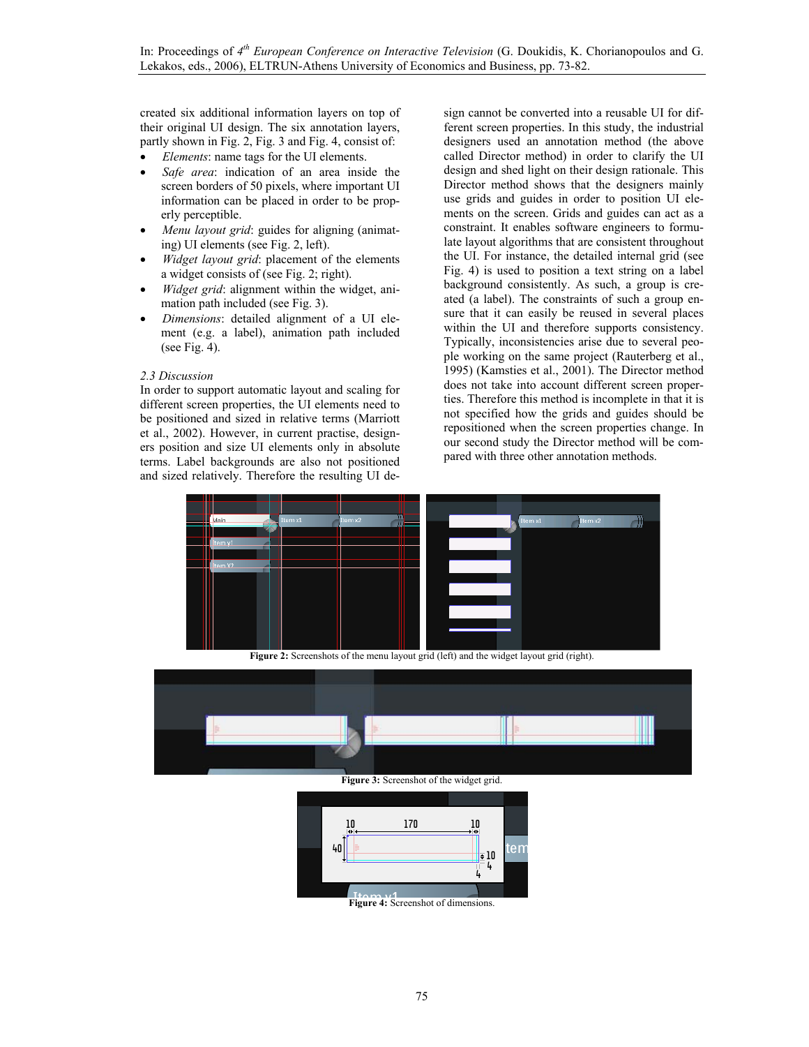created six additional information layers on top of their original UI design. The six annotation layers, partly shown in Fig. 2, Fig. 3 and Fig. 4, consist of:

- *Elements*: name tags for the UI elements.
- *Safe area*: indication of an area inside the screen borders of 50 pixels, where important UI information can be placed in order to be properly perceptible.
- *Menu layout grid*: guides for aligning (animating) UI elements (see Fig. 2, left).
- *Widget layout grid*: placement of the elements a widget consists of (see Fig. 2; right).
- *Widget grid*: alignment within the widget, animation path included (see Fig. 3).
- *Dimensions*: detailed alignment of a UI element (e.g. a label), animation path included (see Fig. 4).

*2.3 Discussion*

In order to support automatic layout and scaling for different screen properties, the UI elements need to be positioned and sized in relative terms (Marriott et al., 2002). However, in current practise, designers position and size UI elements only in absolute terms. Label backgrounds are also not positioned and sized relatively. Therefore the resulting UI design cannot be converted into a reusable UI for different screen properties. In this study, the industrial designers used an annotation method (the above called Director method) in order to clarify the UI design and shed light on their design rationale. This Director method shows that the designers mainly use grids and guides in order to position UI elements on the screen. Grids and guides can act as a constraint. It enables software engineers to formulate layout algorithms that are consistent throughout the UI. For instance, the detailed internal grid (see Fig. 4) is used to position a text string on a label background consistently. As such, a group is created (a label). The constraints of such a group ensure that it can easily be reused in several places within the UI and therefore supports consistency. Typically, inconsistencies arise due to several people working on the same project (Rauterberg et al., 1995) (Kamsties et al., 2001). The Director method does not take into account different screen properties. Therefore this method is incomplete in that it is not specified how the grids and guides should be repositioned when the screen properties change. In our second study the Director method will be compared with three other annotation methods.

**Figure 2:** Screenshots of the menu layout grid (left) and the widget layout grid (right).

**Figure 3:** Screenshot of the widget grid.

**Figure 4:** Screenshot of dimensions.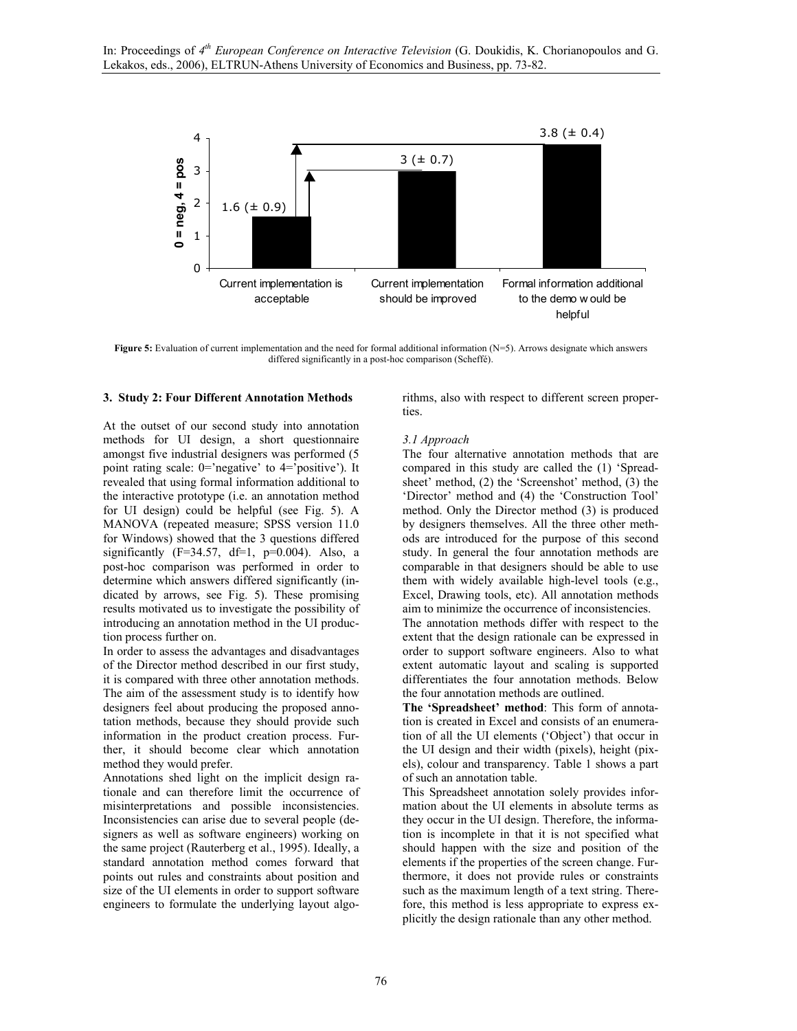Figure 5: Evaluation of current implementation and the need for formal additional information (N=5). Arrows designate which answers differed significantly in a post-hoc comparison (Scheffé).

## 3. Study 2: Four Different Annotation Methods

At the outset of our second study into annotation methods for UI design, a short questionnaire amongst five industrial designers was performed (5 point rating scale: 0='negative' to 4='positive'). It revealed that using formal information additional to the interactive prototype (i.e. an annotation method for UI design) could be helpful (see Fig. 5). A MANOVA (repeated measure; SPSS version 11.0 for Windows) showed that the 3 questions differed significantly ($F=34.57$, $df=1$, $p=0.004$). Also, a post-hoc comparison was performed in order to determine which answers differed significantly (indicated by arrows, see Fig. 5). These promising results motivated us to investigate the possibility of introducing an annotation method in the UI production process further on.

In order to assess the advantages and disadvantages of the Director method described in our first study, it is compared with three other annotation methods. The aim of the assessment study is to identify how designers feel about producing the proposed annotation methods, because they should provide such information in the product creation process. Further, it should become clear which annotation method they would prefer.

Annotations shed light on the implicit design rationale and can therefore limit the occurrence of misinterpretations and possible inconsistencies. Inconsistencies can arise due to several people (designers as well as software engineers) working on the same project (Rauterberg et al., 1995). Ideally, a standard annotation method comes forward that points out rules and constraints about position and size of the UI elements in order to support software engineers to formulate the underlying layout algorithms, also with respect to different screen properties.

### *3.1 Approach*

The four alternative annotation methods that are compared in this study are called the (1) 'Spreadsheet' method, (2) the 'Screenshot' method, (3) the 'Director' method and (4) the 'Construction Tool' method. Only the Director method (3) is produced by designers themselves. All the three other methods are introduced for the purpose of this second study. In general the four annotation methods are comparable in that designers should be able to use them with widely available high-level tools (e.g., Excel, Drawing tools, etc). All annotation methods aim to minimize the occurrence of inconsistencies.

The annotation methods differ with respect to the extent that the design rationale can be expressed in order to support software engineers. Also to what extent automatic layout and scaling is supported differentiates the four annotation methods. Below the four annotation methods are outlined.

**The 'Spreadsheet' method**: This form of annotation is created in Excel and consists of an enumeration of all the UI elements ('Object') that occur in the UI design and their width (pixels), height (pixels), colour and transparency. Table 1 shows a part of such an annotation table.

This Spreadsheet annotation solely provides information about the UI elements in absolute terms as they occur in the UI design. Therefore, the information is incomplete in that it is not specified what should happen with the size and position of the elements if the properties of the screen change. Furthermore, it does not provide rules or constraints such as the maximum length of a text string. Therefore, this method is less appropriate to express explicitly the design rationale than any other method.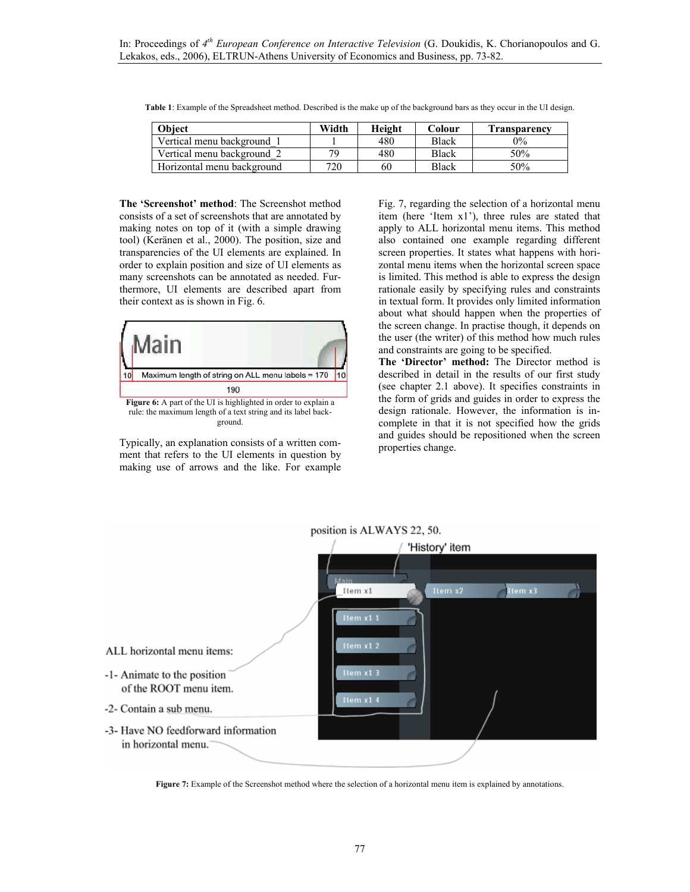**Table 1**: Example of the Spreadsheet method. Described is the make up of the background bars as they occur in the UI design.

| Object | Width | Height | Colour | Transparency |
|---|---|---|---|---|
| Vertical menu background_1 | 1 | 480 | Black | 0% |
| Vertical menu background_2 | 79 | 480 | Black | 50% |
| Horizontal menu background | 720 | 60 | Black | 50% |

**The 'Screenshot' method**: The Screenshot method consists of a set of screenshots that are annotated by making notes on top of it (with a simple drawing tool) (Keränen et al., 2000). The position, size and transparencies of the UI elements are explained. In order to explain position and size of UI elements as many screenshots can be annotated as needed. Furthermore, UI elements are described apart from their context as is shown in Fig. 6.

**Figure 6:** A part of the UI is highlighted in order to explain a rule: the maximum length of a text string and its label background.

Typically, an explanation consists of a written comment that refers to the UI elements in question by making use of arrows and the like. For example Fig. 7, regarding the selection of a horizontal menu item (here 'Item x1'), three rules are stated that apply to ALL horizontal menu items. This method also contained one example regarding different screen properties. It states what happens with horizontal menu items when the horizontal screen space is limited. This method is able to express the design rationale easily by specifying rules and constraints in textual form. It provides only limited information about what should happen when the properties of the screen change. In practise though, it depends on the user (the writer) of this method how much rules and constraints are going to be specified.

**The 'Director' method:** The Director method is described in detail in the results of our first study (see chapter 2.1 above). It specifies constraints in the form of grids and guides in order to express the design rationale. However, the information is incomplete in that it is not specified how the grids and guides should be repositioned when the screen properties change.

**Figure 7:** Example of the Screenshot method where the selection of a horizontal menu item is explained by annotations.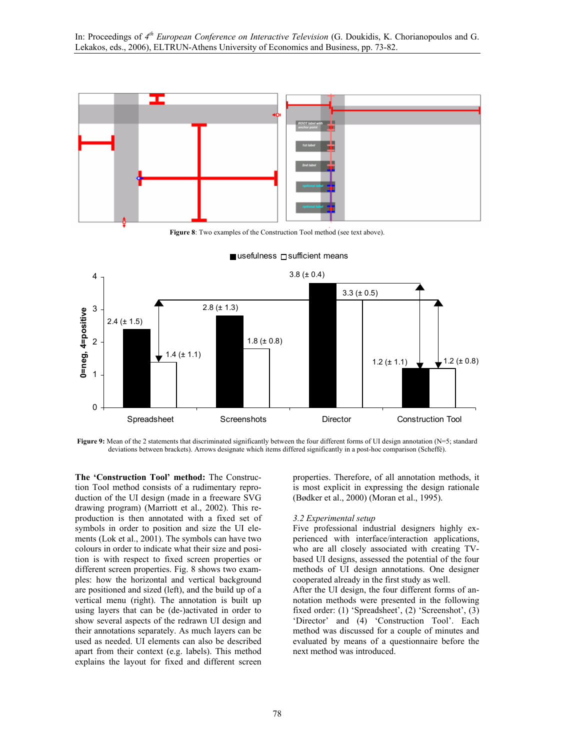Figure 8: Two examples of the Construction Tool method (see text above).

Figure 9: Mean of the 2 statements that discriminated significantly between the four different forms of UI design annotation (N=5; standard deviations between brackets). Arrows designate which items differed significantly in a post-hoc comparison (Scheffé).

**The 'Construction Tool' method:** The Construction Tool method consists of a rudimentary reproduction of the UI design (made in a freeware SVG drawing program) (Marriott et al., 2002). This reproduction is then annotated with a fixed set of symbols in order to position and size the UI elements (Lok et al., 2001). The symbols can have two colours in order to indicate what their size and position is with respect to fixed screen properties or different screen properties. Fig. 8 shows two examples: how the horizontal and vertical background are positioned and sized (left), and the build up of a vertical menu (right). The annotation is built up using layers that can be (de-)activated in order to show several aspects of the redrawn UI design and their annotations separately. As much layers can be used as needed. UI elements can also be described apart from their context (e.g. labels). This method explains the layout for fixed and different screen properties. Therefore, of all annotation methods, it is most explicit in expressing the design rationale (Bødker et al., 2000) (Moran et al., 1995).

### *3.2 Experimental setup*

Five professional industrial designers highly experienced with interface/interaction applications, who are all closely associated with creating TV-based UI designs, assessed the potential of the four methods of UI design annotations. One designer cooperated already in the first study as well.

After the UI design, the four different forms of annotation methods were presented in the following fixed order: (1) 'Spreadsheet', (2) 'Screenshot', (3) 'Director' and (4) 'Construction Tool'. Each method was discussed for a couple of minutes and evaluated by means of a questionnaire before the next method was introduced.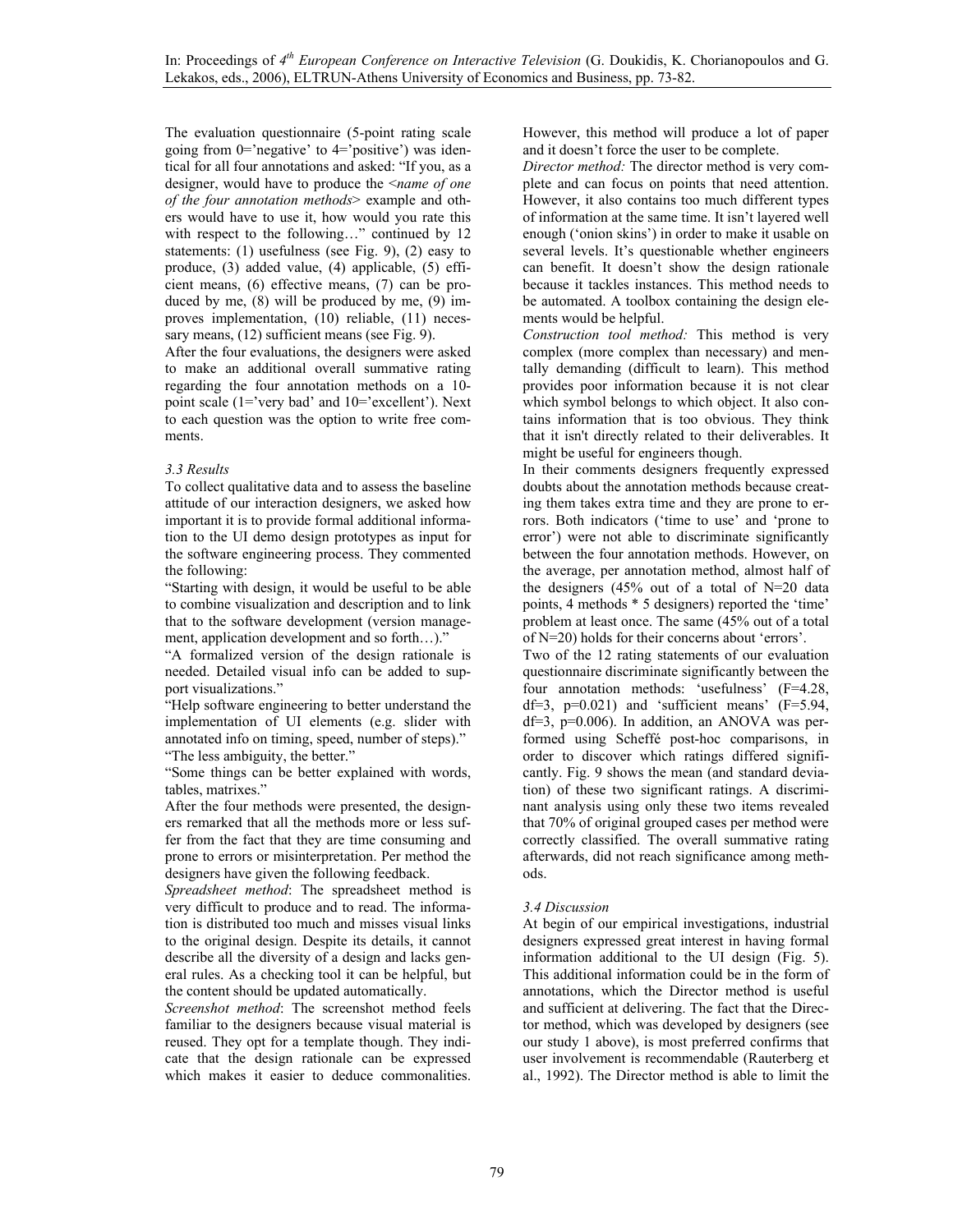The evaluation questionnaire (5-point rating scale going from 0='negative' to 4='positive') was identical for all four annotations and asked: "If you, as a designer, would have to produce the <*name of one of the four annotation methods*> example and others would have to use it, how would you rate this with respect to the following…" continued by 12 statements: (1) usefulness (see Fig. 9), (2) easy to produce, (3) added value, (4) applicable, (5) efficient means, (6) effective means, (7) can be produced by me, (8) will be produced by me, (9) improves implementation, (10) reliable, (11) necessary means, (12) sufficient means (see Fig. 9).

After the four evaluations, the designers were asked to make an additional overall summative rating regarding the four annotation methods on a 10-point scale (1='very bad' and 10='excellent'). Next to each question was the option to write free comments.

### *3.3 Results*

To collect qualitative data and to assess the baseline attitude of our interaction designers, we asked how important it is to provide formal additional information to the UI demo design prototypes as input for the software engineering process. They commented the following:

"Starting with design, it would be useful to be able to combine visualization and description and to link that to the software development (version management, application development and so forth…)."

"A formalized version of the design rationale is needed. Detailed visual info can be added to support visualizations."

"Help software engineering to better understand the implementation of UI elements (e.g. slider with annotated info on timing, speed, number of steps)."

"The less ambiguity, the better."

"Some things can be better explained with words, tables, matrixes."

After the four methods were presented, the designers remarked that all the methods more or less suffer from the fact that they are time consuming and prone to errors or misinterpretation. Per method the designers have given the following feedback.

*Spreadsheet method*: The spreadsheet method is very difficult to produce and to read. The information is distributed too much and misses visual links to the original design. Despite its details, it cannot describe all the diversity of a design and lacks general rules. As a checking tool it can be helpful, but the content should be updated automatically.

*Screenshot method*: The screenshot method feels familiar to the designers because visual material is reused. They opt for a template though. They indicate that the design rationale can be expressed which makes it easier to deduce commonalities. However, this method will produce a lot of paper and it doesn't force the user to be complete.

*Director method:* The director method is very complete and can focus on points that need attention. However, it also contains too much different types of information at the same time. It isn't layered well enough ('onion skins') in order to make it usable on several levels. It's questionable whether engineers can benefit. It doesn't show the design rationale because it tackles instances. This method needs to be automated. A toolbox containing the design elements would be helpful.

*Construction tool method:* This method is very complex (more complex than necessary) and mentally demanding (difficult to learn). This method provides poor information because it is not clear which symbol belongs to which object. It also contains information that is too obvious. They think that it isn't directly related to their deliverables. It might be useful for engineers though.

In their comments designers frequently expressed doubts about the annotation methods because creating them takes extra time and they are prone to errors. Both indicators ('time to use' and 'prone to error') were not able to discriminate significantly between the four annotation methods. However, on the average, per annotation method, almost half of the designers (45% out of a total of N=20 data points, 4 methods * 5 designers) reported the 'time' problem at least once. The same (45% out of a total of N=20) holds for their concerns about 'errors'.

Two of the 12 rating statements of our evaluation questionnaire discriminate significantly between the four annotation methods: 'usefulness' ($F=4.28$, $df=3$, $p=0.021$) and 'sufficient means' ($F=5.94$, $df=3$, $p=0.006$). In addition, an ANOVA was performed using Scheffé post-hoc comparisons, in order to discover which ratings differed significantly. Fig. 9 shows the mean (and standard deviation) of these two significant ratings. A discriminant analysis using only these two items revealed that 70% of original grouped cases per method were correctly classified. The overall summative rating afterwards, did not reach significance among methods.

### *3.4 Discussion*

At begin of our empirical investigations, industrial designers expressed great interest in having formal information additional to the UI design (Fig. 5). This additional information could be in the form of annotations, which the Director method is useful and sufficient at delivering. The fact that the Director method, which was developed by designers (see our study 1 above), is most preferred confirms that user involvement is recommendable (Rauterberg et al., 1992). The Director method is able to limit the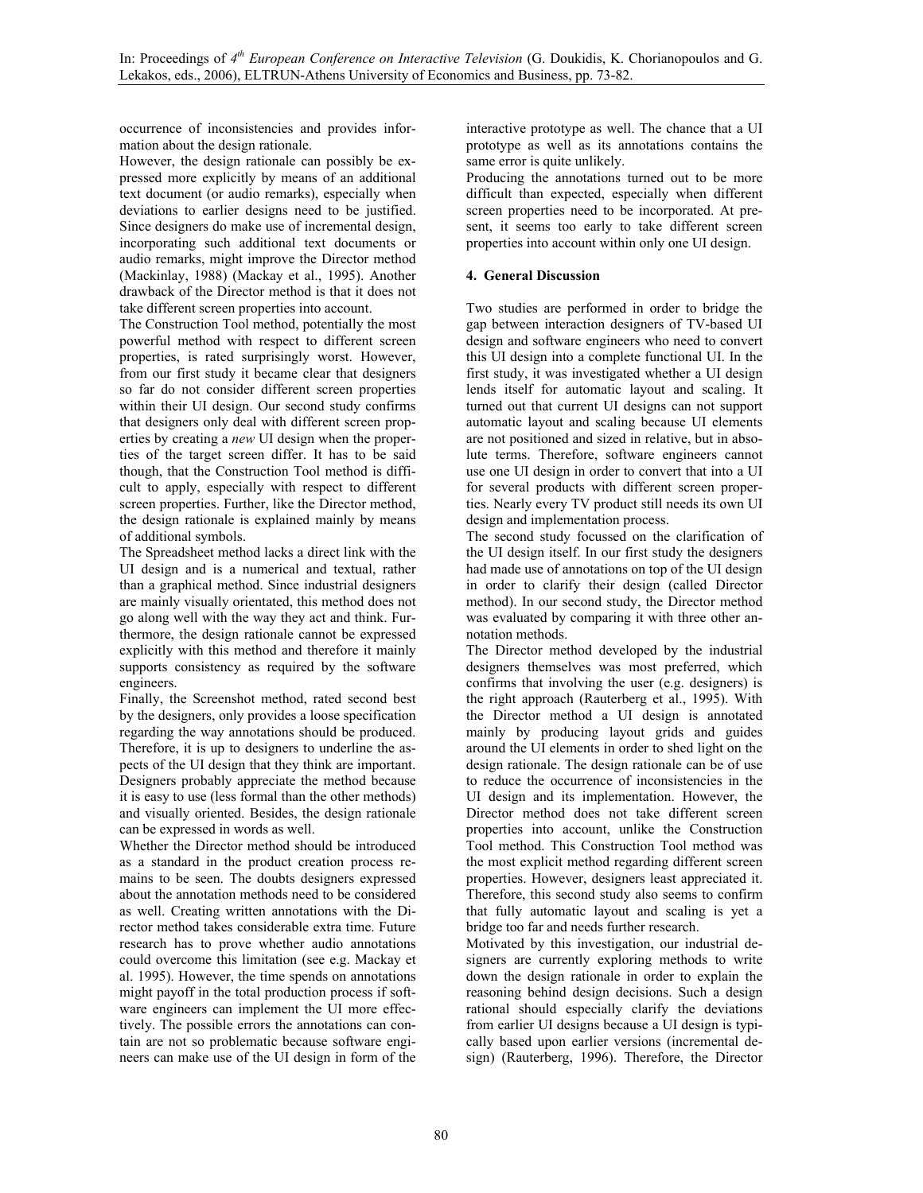occurrence of inconsistencies and provides information about the design rationale.

However, the design rationale can possibly be expressed more explicitly by means of an additional text document (or audio remarks), especially when deviations to earlier designs need to be justified. Since designers do make use of incremental design, incorporating such additional text documents or audio remarks, might improve the Director method (Mackinlay, 1988) (Mackay et al., 1995). Another drawback of the Director method is that it does not take different screen properties into account.

The Construction Tool method, potentially the most powerful method with respect to different screen properties, is rated surprisingly worst. However, from our first study it became clear that designers so far do not consider different screen properties within their UI design. Our second study confirms that designers only deal with different screen properties by creating a *new* UI design when the properties of the target screen differ. It has to be said though, that the Construction Tool method is difficult to apply, especially with respect to different screen properties. Further, like the Director method, the design rationale is explained mainly by means of additional symbols.

The Spreadsheet method lacks a direct link with the UI design and is a numerical and textual, rather than a graphical method. Since industrial designers are mainly visually orientated, this method does not go along well with the way they act and think. Furthermore, the design rationale cannot be expressed explicitly with this method and therefore it mainly supports consistency as required by the software engineers.

Finally, the Screenshot method, rated second best by the designers, only provides a loose specification regarding the way annotations should be produced. Therefore, it is up to designers to underline the aspects of the UI design that they think are important. Designers probably appreciate the method because it is easy to use (less formal than the other methods) and visually oriented. Besides, the design rationale can be expressed in words as well.

Whether the Director method should be introduced as a standard in the product creation process remains to be seen. The doubts designers expressed about the annotation methods need to be considered as well. Creating written annotations with the Director method takes considerable extra time. Future research has to prove whether audio annotations could overcome this limitation (see e.g. Mackay et al. 1995). However, the time spends on annotations might payoff in the total production process if software engineers can implement the UI more effectively. The possible errors the annotations can contain are not so problematic because software engineers can make use of the UI design in form of the interactive prototype as well. The chance that a UI prototype as well as its annotations contains the same error is quite unlikely.

Producing the annotations turned out to be more difficult than expected, especially when different screen properties need to be incorporated. At present, it seems too early to take different screen properties into account within only one UI design.

## 4. General Discussion

Two studies are performed in order to bridge the gap between interaction designers of TV-based UI design and software engineers who need to convert this UI design into a complete functional UI. In the first study, it was investigated whether a UI design lends itself for automatic layout and scaling. It turned out that current UI designs can not support automatic layout and scaling because UI elements are not positioned and sized in relative, but in absolute terms. Therefore, software engineers cannot use one UI design in order to convert that into a UI for several products with different screen properties. Nearly every TV product still needs its own UI design and implementation process.

The second study focussed on the clarification of the UI design itself. In our first study the designers had made use of annotations on top of the UI design in order to clarify their design (called Director method). In our second study, the Director method was evaluated by comparing it with three other annotation methods.

The Director method developed by the industrial designers themselves was most preferred, which confirms that involving the user (e.g. designers) is the right approach (Rauterberg et al., 1995). With the Director method a UI design is annotated mainly by producing layout grids and guides around the UI elements in order to shed light on the design rationale. The design rationale can be of use to reduce the occurrence of inconsistencies in the UI design and its implementation. However, the Director method does not take different screen properties into account, unlike the Construction Tool method. This Construction Tool method was the most explicit method regarding different screen properties. However, designers least appreciated it. Therefore, this second study also seems to confirm that fully automatic layout and scaling is yet a bridge too far and needs further research.

Motivated by this investigation, our industrial designers are currently exploring methods to write down the design rationale in order to explain the reasoning behind design decisions. Such a design rational should especially clarify the deviations from earlier UI designs because a UI design is typically based upon earlier versions (incremental design) (Rauterberg, 1996). Therefore, the Director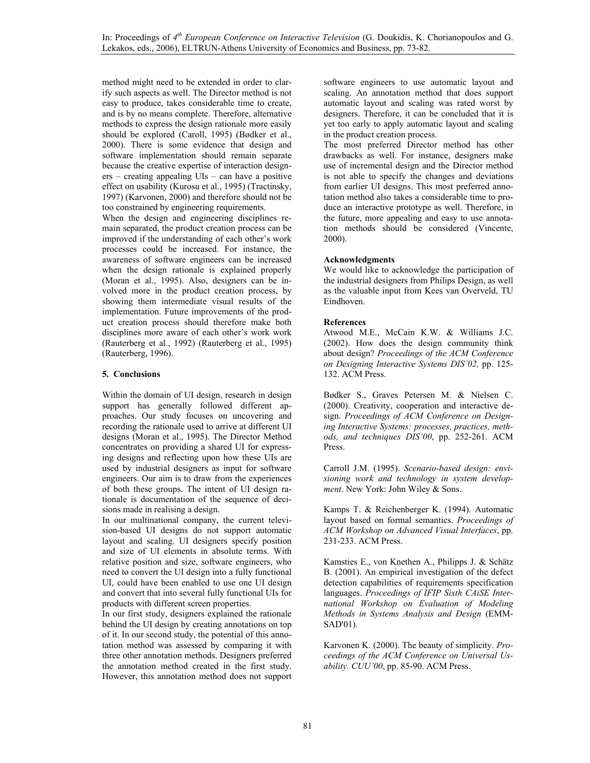method might need to be extended in order to clarify such aspects as well. The Director method is not easy to produce, takes considerable time to create, and is by no means complete. Therefore, alternative methods to express the design rationale more easily should be explored (Caroll, 1995) (Bødker et al., 2000). There is some evidence that design and software implementation should remain separate because the creative expertise of interaction designers – creating appealing UIs – can have a positive effect on usability (Kurosu et al., 1995) (Tractinsky, 1997) (Karvonen, 2000) and therefore should not be too constrained by engineering requirements.

When the design and engineering disciplines remain separated, the product creation process can be improved if the understanding of each other's work processes could be increased. For instance, the awareness of software engineers can be increased when the design rationale is explained properly (Moran et al., 1995). Also, designers can be involved more in the product creation process, by showing them intermediate visual results of the implementation. Future improvements of the product creation process should therefore make both disciplines more aware of each other's work work (Rauterberg et al., 1992) (Rauterberg et al., 1995) (Rauterberg, 1996).

## 5. Conclusions

Within the domain of UI design, research in design support has generally followed different approaches. Our study focuses on uncovering and recording the rationale used to arrive at different UI designs (Moran et al., 1995). The Director Method concentrates on providing a shared UI for expressing designs and reflecting upon how these UIs are used by industrial designers as input for software engineers. Our aim is to draw from the experiences of both these groups. The intent of UI design rationale is documentation of the sequence of decisions made in realising a design.

In our multinational company, the current television-based UI designs do not support automatic layout and scaling. UI designers specify position and size of UI elements in absolute terms. With relative position and size, software engineers, who need to convert the UI design into a fully functional UI, could have been enabled to use one UI design and convert that into several fully functional UIs for products with different screen properties.

In our first study, designers explained the rationale behind the UI design by creating annotations on top of it. In our second study, the potential of this annotation method was assessed by comparing it with three other annotation methods. Designers preferred the annotation method created in the first study. However, this annotation method does not support software engineers to use automatic layout and scaling. An annotation method that does support automatic layout and scaling was rated worst by designers. Therefore, it can be concluded that it is yet too early to apply automatic layout and scaling in the product creation process.

The most preferred Director method has other drawbacks as well. For instance, designers make use of incremental design and the Director method is not able to specify the changes and deviations from earlier UI designs. This most preferred annotation method also takes a considerable time to produce an interactive prototype as well. Therefore, in the future, more appealing and easy to use annotation methods should be considered (Vincente, 2000).

**Acknowledgments**

We would like to acknowledge the participation of the industrial designers from Philips Design, as well as the valuable input from Kees van Overveld, TU Eindhoven.

**References**

Atwood M.E., McCain K.W. & Williams J.C. (2002). How does the design community think about design? *Proceedings of the ACM Conference on Designing Interactive Systems DIS'02,* pp. 125-132. ACM Press.

Bødker S., Graves Petersen M. & Nielsen C. (2000). Creativity, cooperation and interactive design. *Proceedings of ACM Conference on Designing Interactive Systems: processes, practices, methods, and techniques DIS'00*, pp. 252-261. ACM Press.

Carroll J.M. (1995). *Scenario-based design: envisioning work and technology in system development*. New York: John Wiley & Sons.

Kamps T. & Reichenberger K. (1994). Automatic layout based on formal semantics. *Proceedings of ACM Workshop on Advanced Visual Interfaces*, pp. 231-233. ACM Press.

Kamsties E., von Knethen A., Philipps J. & Schätz B. (2001). An empirical investigation of the defect detection capabilities of requirements specification languages. *Proceedings of IFIP Sixth CAiSE International Workshop on Evaluation of Modeling Methods in Systems Analysis and Design* (EMMSAD'01).

Karvonen K. (2000). The beauty of simplicity. *Proceedings of the ACM Conference on Universal Usability. CUU'00*, pp. 85-90. ACM Press.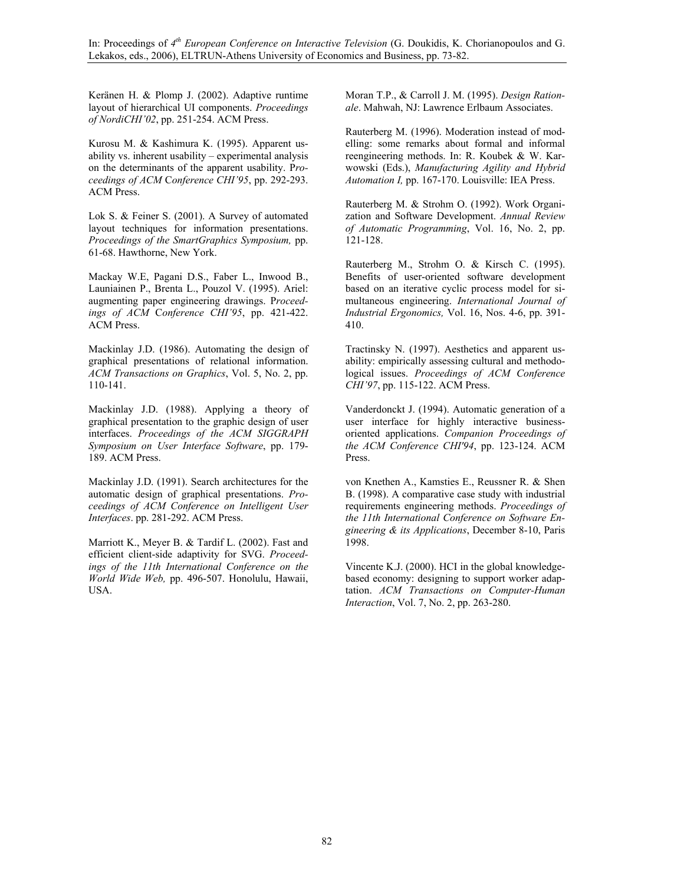Keränen H. & Plomp J. (2002). Adaptive runtime layout of hierarchical UI components. *Proceedings of NordiCHI'02*, pp. 251-254. ACM Press.

Kurosu M. & Kashimura K. (1995). Apparent usability vs. inherent usability – experimental analysis on the determinants of the apparent usability. *Proceedings of ACM Conference CHI'95*, pp. 292-293. ACM Press.

Lok S. & Feiner S. (2001). A Survey of automated layout techniques for information presentations. *Proceedings of the SmartGraphics Symposium,* pp. 61-68. Hawthorne, New York.

Mackay W.E, Pagani D.S., Faber L., Inwood B., Launiainen P., Brenta L., Pouzol V. (1995). Ariel: augmenting paper engineering drawings. *Proceedings of ACM Conference CHI'95*, pp. 421-422. ACM Press.

Mackinlay J.D. (1986). Automating the design of graphical presentations of relational information. *ACM Transactions on Graphics*, Vol. 5, No. 2, pp. 110-141.

Mackinlay J.D. (1988). Applying a theory of graphical presentation to the graphic design of user interfaces. *Proceedings of the ACM SIGGRAPH Symposium on User Interface Software*, pp. 179-189. ACM Press.

Mackinlay J.D. (1991). Search architectures for the automatic design of graphical presentations. *Proceedings of ACM Conference on Intelligent User Interfaces*. pp. 281-292. ACM Press.

Marriott K., Meyer B. & Tardif L. (2002). Fast and efficient client-side adaptivity for SVG. *Proceedings of the 11th International Conference on the World Wide Web,* pp. 496-507. Honolulu, Hawaii, USA.

Moran T.P., & Carroll J. M. (1995). *Design Rationale*. Mahwah, NJ: Lawrence Erlbaum Associates.

Rauterberg M. (1996). Moderation instead of modelling: some remarks about formal and informal reengineering methods. In: R. Koubek & W. Karwowski (Eds.), *Manufacturing Agility and Hybrid Automation I,* pp. 167-170. Louisville: IEA Press.

Rauterberg M. & Strohm O. (1992). Work Organization and Software Development. *Annual Review of Automatic Programming*, Vol. 16, No. 2, pp. 121-128.

Rauterberg M., Strohm O. & Kirsch C. (1995). Benefits of user-oriented software development based on an iterative cyclic process model for simultaneous engineering. *International Journal of Industrial Ergonomics,* Vol. 16, Nos. 4-6, pp. 391-410.

Tractinsky N. (1997). Aesthetics and apparent usability: empirically assessing cultural and methodological issues. *Proceedings of ACM Conference CHI'97*, pp. 115-122. ACM Press.

Vanderdonckt J. (1994). Automatic generation of a user interface for highly interactive business-oriented applications. *Companion Proceedings of the ACM Conference CHI'94*, pp. 123-124. ACM Press.

von Knethen A., Kamsties E., Reussner R. & Shen B. (1998). A comparative case study with industrial requirements engineering methods. *Proceedings of the 11th International Conference on Software Engineering & its Applications*, December 8-10, Paris 1998.

Vincente K.J. (2000). HCI in the global knowledge-based economy: designing to support worker adaptation. *ACM Transactions on Computer-Human Interaction*, Vol. 7, No. 2, pp. 263-280.